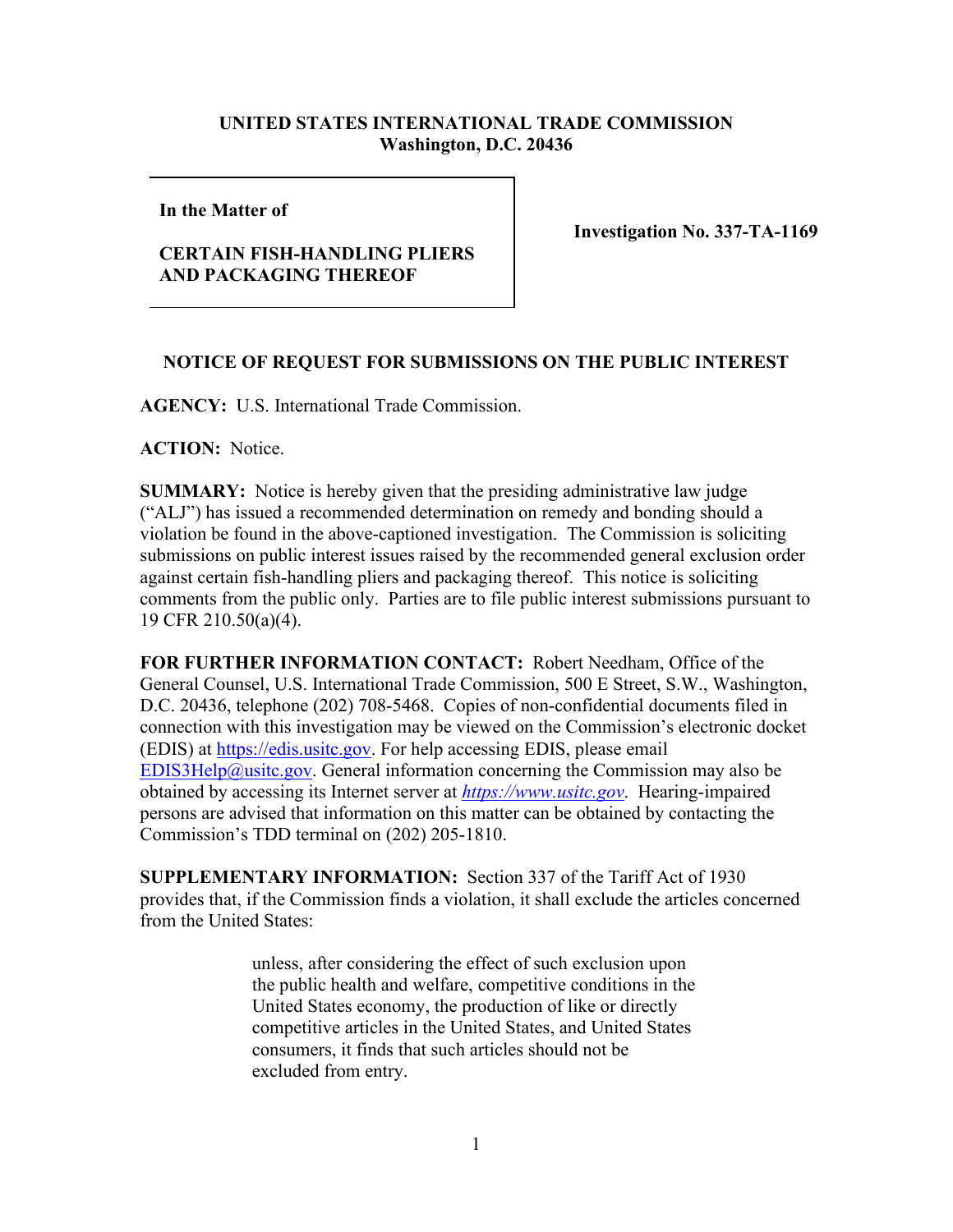**UNITED STATES INTERNATIONAL TRADE COMMISSION**
**Washington, D.C. 20436**

| | |
|---|---|
| **In the Matter of**<br><br>**CERTAIN FISH-HANDLING PLIERS AND PACKAGING THEREOF** | **Investigation No. 337-TA-1169** |

**NOTICE OF REQUEST FOR SUBMISSIONS ON THE PUBLIC INTEREST**

**AGENCY:** U.S. International Trade Commission.

**ACTION:** Notice.

**SUMMARY:** Notice is hereby given that the presiding administrative law judge ("ALJ") has issued a recommended determination on remedy and bonding should a violation be found in the above-captioned investigation. The Commission is soliciting submissions on public interest issues raised by the recommended general exclusion order against certain fish-handling pliers and packaging thereof. This notice is soliciting comments from the public only. Parties are to file public interest submissions pursuant to 19 CFR 210.50(a)(4).

**FOR FURTHER INFORMATION CONTACT:** Robert Needham, Office of the General Counsel, U.S. International Trade Commission, 500 E Street, S.W., Washington, D.C. 20436, telephone (202) 708-5468. Copies of non-confidential documents filed in connection with this investigation may be viewed on the Commission's electronic docket (EDIS) at https://edis.usitc.gov. For help accessing EDIS, please email EDIS3Help@usitc.gov. General information concerning the Commission may also be obtained by accessing its Internet server at *https://www.usitc.gov*. Hearing-impaired persons are advised that information on this matter can be obtained by contacting the Commission's TDD terminal on (202) 205-1810.

**SUPPLEMENTARY INFORMATION:** Section 337 of the Tariff Act of 1930 provides that, if the Commission finds a violation, it shall exclude the articles concerned from the United States:

> unless, after considering the effect of such exclusion upon the public health and welfare, competitive conditions in the United States economy, the production of like or directly competitive articles in the United States, and United States consumers, it finds that such articles should not be excluded from entry.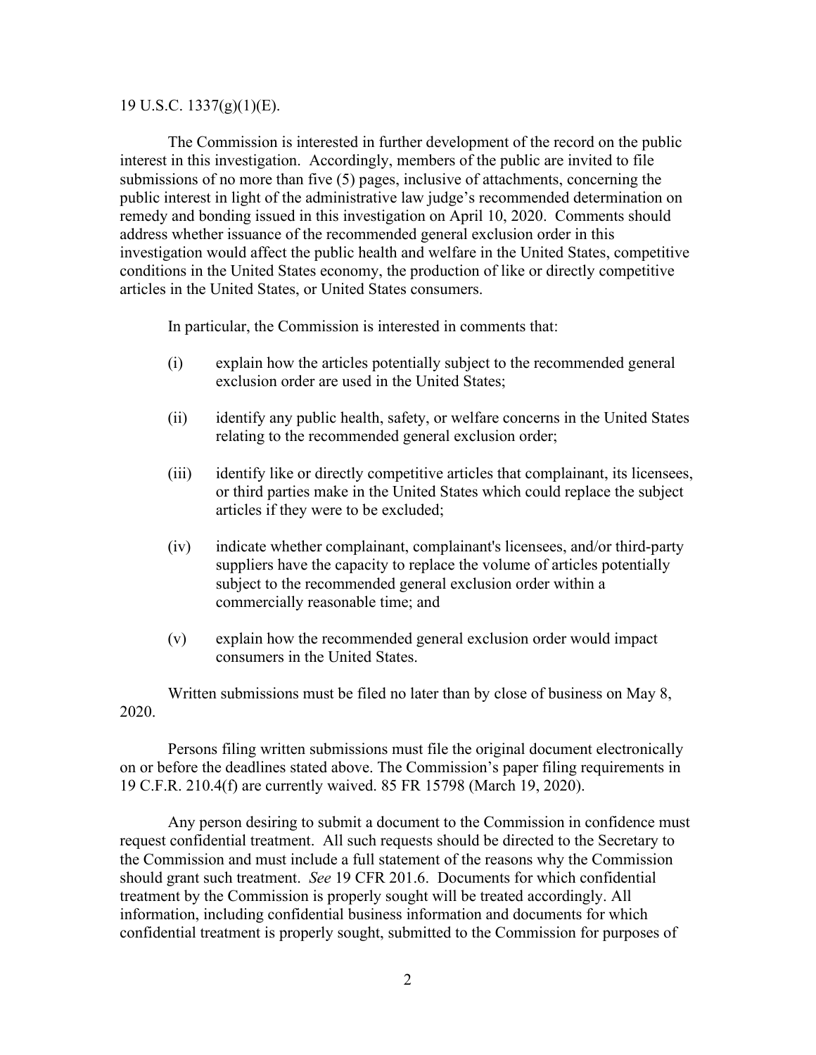19 U.S.C. 1337(g)(1)(E).

The Commission is interested in further development of the record on the public interest in this investigation. Accordingly, members of the public are invited to file submissions of no more than five (5) pages, inclusive of attachments, concerning the public interest in light of the administrative law judge's recommended determination on remedy and bonding issued in this investigation on April 10, 2020. Comments should address whether issuance of the recommended general exclusion order in this investigation would affect the public health and welfare in the United States, competitive conditions in the United States economy, the production of like or directly competitive articles in the United States, or United States consumers.

In particular, the Commission is interested in comments that:

(i) explain how the articles potentially subject to the recommended general exclusion order are used in the United States;

(ii) identify any public health, safety, or welfare concerns in the United States relating to the recommended general exclusion order;

(iii) identify like or directly competitive articles that complainant, its licensees, or third parties make in the United States which could replace the subject articles if they were to be excluded;

(iv) indicate whether complainant, complainant's licensees, and/or third-party suppliers have the capacity to replace the volume of articles potentially subject to the recommended general exclusion order within a commercially reasonable time; and

(v) explain how the recommended general exclusion order would impact consumers in the United States.

Written submissions must be filed no later than by close of business on May 8, 2020.

Persons filing written submissions must file the original document electronically on or before the deadlines stated above. The Commission's paper filing requirements in 19 C.F.R. 210.4(f) are currently waived. 85 FR 15798 (March 19, 2020).

Any person desiring to submit a document to the Commission in confidence must request confidential treatment. All such requests should be directed to the Secretary to the Commission and must include a full statement of the reasons why the Commission should grant such treatment. *See* 19 CFR 201.6. Documents for which confidential treatment by the Commission is properly sought will be treated accordingly. All information, including confidential business information and documents for which confidential treatment is properly sought, submitted to the Commission for purposes of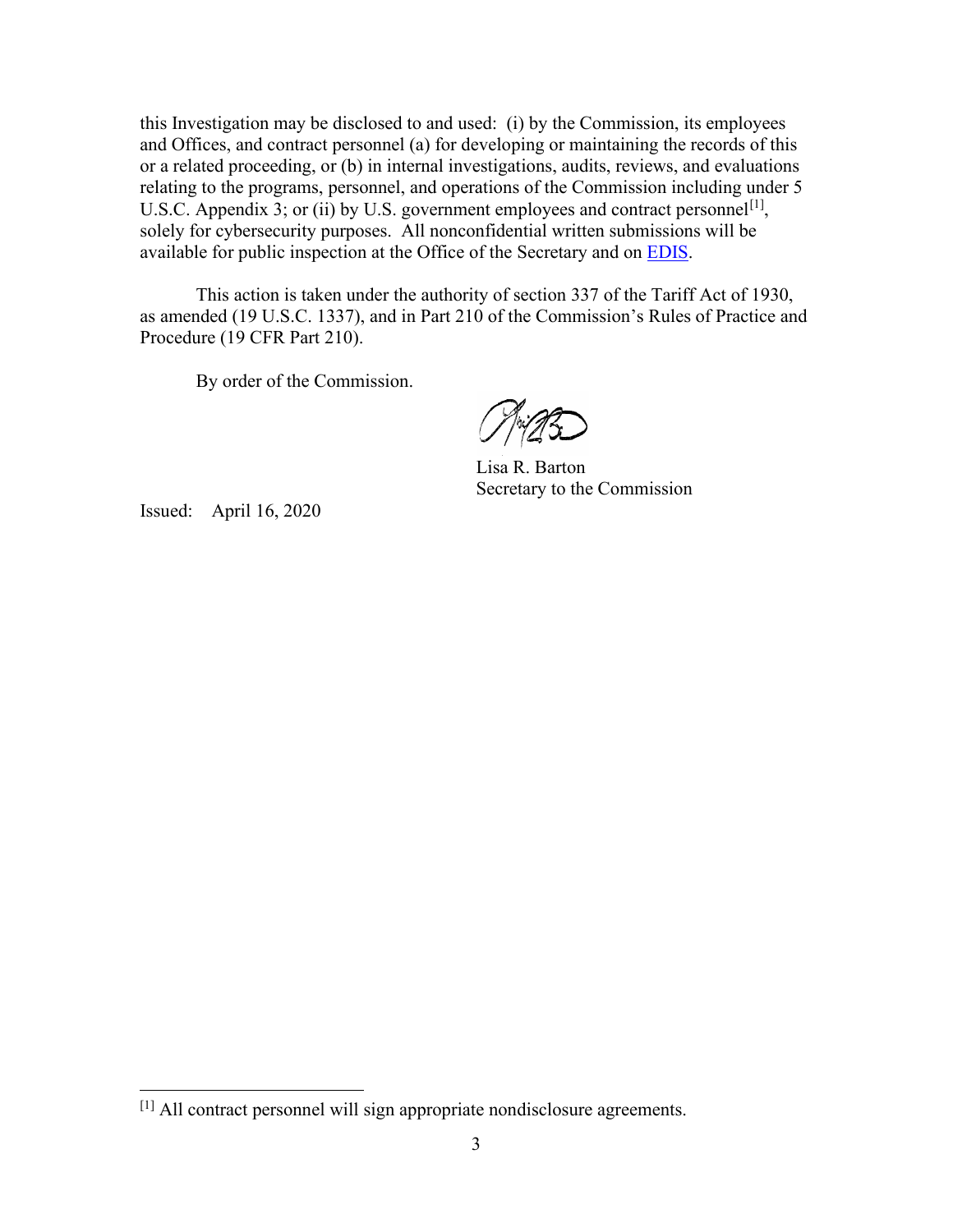this Investigation may be disclosed to and used: (i) by the Commission, its employees and Offices, and contract personnel (a) for developing or maintaining the records of this or a related proceeding, or (b) in internal investigations, audits, reviews, and evaluations relating to the programs, personnel, and operations of the Commission including under 5 U.S.C. Appendix 3; or (ii) by U.S. government employees and contract personnel[1], solely for cybersecurity purposes. All nonconfidential written submissions will be available for public inspection at the Office of the Secretary and on EDIS.

This action is taken under the authority of section 337 of the Tariff Act of 1930, as amended (19 U.S.C. 1337), and in Part 210 of the Commission's Rules of Practice and Procedure (19 CFR Part 210).

By order of the Commission.

Lisa R. Barton
Secretary to the Commission

Issued: April 16, 2020

[1] All contract personnel will sign appropriate nondisclosure agreements.